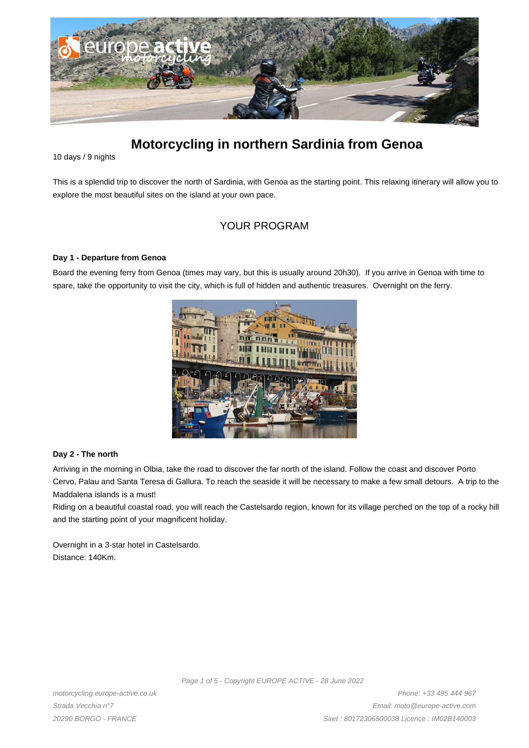# Motorcycling in northern Sardinia from Genoa

10 days / 9 nights

This is a splendid trip to discover the north of Sardinia, with Genoa as the starting point. This relaxing itinerary will allow you to explore the most beautiful sites on the island at your own pace.

## YOUR PROGRAM

### Day 1 - Departure from Genoa

Board the evening ferry from Genoa (times may vary, but this is usually around 20h30). If you arrive in Genoa with time to spare, take the opportunity to visit the city, which is full of hidden and authentic treasures. Overnight on the ferry.

### Day 2 - The north

Arriving in the morning in Olbia, take the road to discover the far north of the island. Follow the coast and discover Porto Cervo, Palau and Santa Teresa di Gallura. To reach the seaside it will be necessary to make a few small detours. A trip to the Maddalena islands is a must!

Riding on a beautiful coastal road, you will reach the Castelsardo region, known for its village perched on the top of a rocky hill and the starting point of your magnificent holiday.

Overnight in a 3-star hotel in Castelsardo.
Distance: 140Km.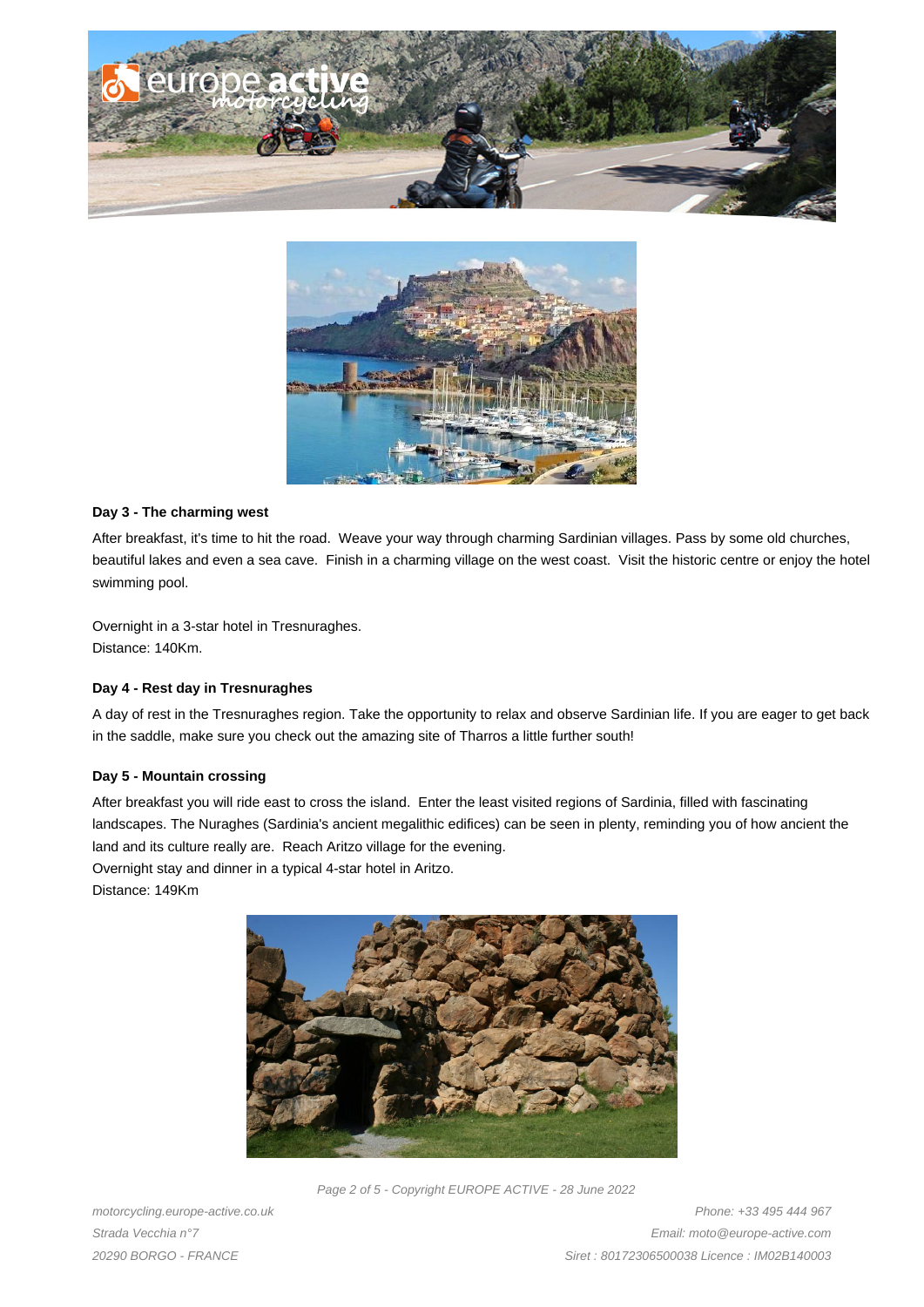**Day 3 - The charming west**

After breakfast, it's time to hit the road. Weave your way through charming Sardinian villages. Pass by some old churches, beautiful lakes and even a sea cave. Finish in a charming village on the west coast. Visit the historic centre or enjoy the hotel swimming pool.

Overnight in a 3-star hotel in Tresnuraghes.
Distance: 140Km.

**Day 4 - Rest day in Tresnuraghes**

A day of rest in the Tresnuraghes region. Take the opportunity to relax and observe Sardinian life. If you are eager to get back in the saddle, make sure you check out the amazing site of Tharros a little further south!

**Day 5 - Mountain crossing**

After breakfast you will ride east to cross the island. Enter the least visited regions of Sardinia, filled with fascinating landscapes. The Nuraghes (Sardinia's ancient megalithic edifices) can be seen in plenty, reminding you of how ancient the land and its culture really are. Reach Aritzo village for the evening.
Overnight stay and dinner in a typical 4-star hotel in Aritzo.
Distance: 149Km

*motorcycling.europe-active.co.uk*
*Strada Vecchia n°7*
*20290 BORGO - FRANCE*

*Phone: +33 495 444 967*
*Email: moto@europe-active.com*
*Siret : 80172306500038 Licence : IM02B140003*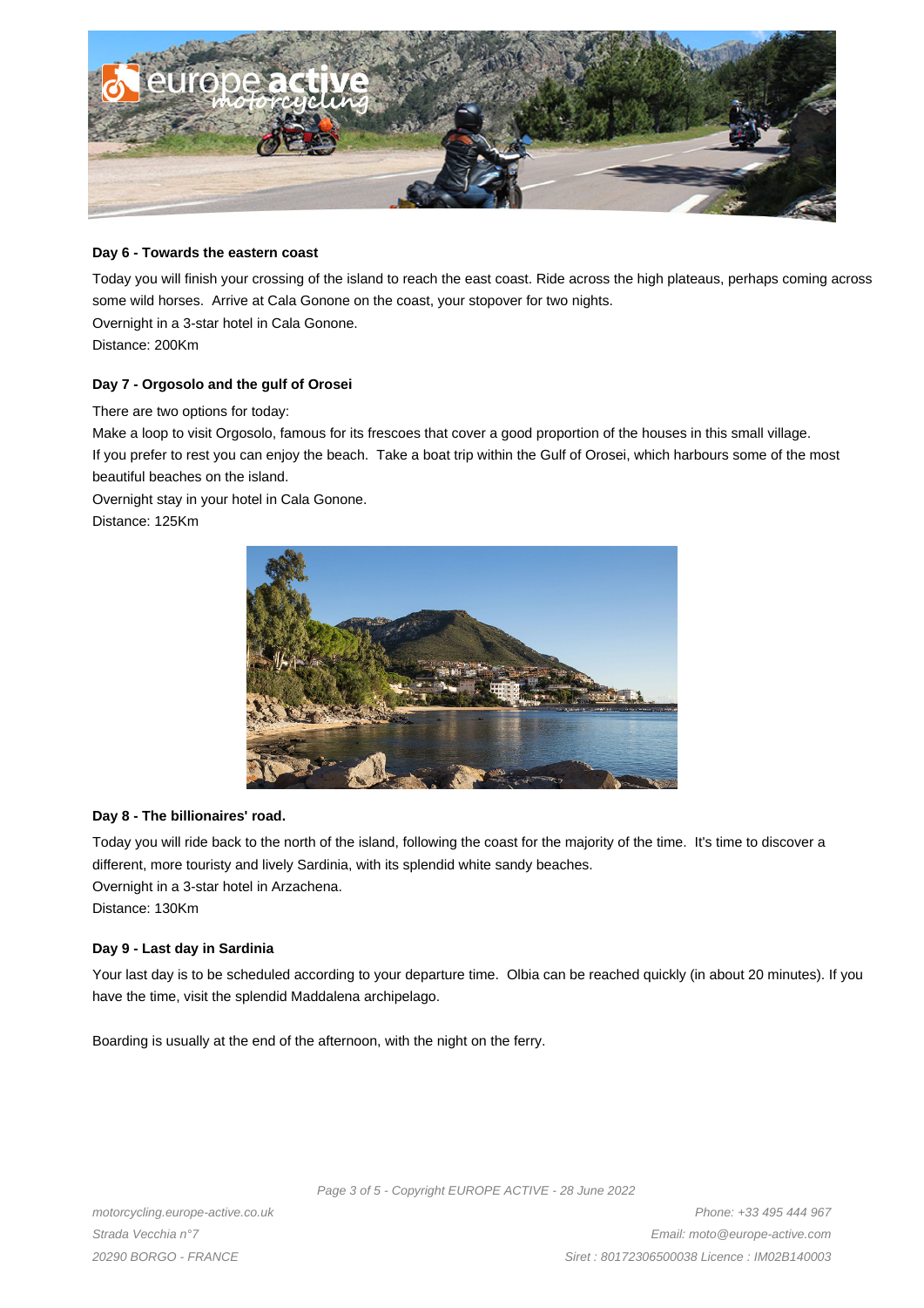**Day 6 - Towards the eastern coast**

Today you will finish your crossing of the island to reach the east coast. Ride across the high plateaus, perhaps coming across some wild horses. Arrive at Cala Gonone on the coast, your stopover for two nights.
Overnight in a 3-star hotel in Cala Gonone.
Distance: 200Km

**Day 7 - Orgosolo and the gulf of Orosei**

There are two options for today:
Make a loop to visit Orgosolo, famous for its frescoes that cover a good proportion of the houses in this small village.
If you prefer to rest you can enjoy the beach. Take a boat trip within the Gulf of Orosei, which harbours some of the most beautiful beaches on the island.
Overnight stay in your hotel in Cala Gonone.
Distance: 125Km

**Day 8 - The billionaires' road.**

Today you will ride back to the north of the island, following the coast for the majority of the time. It's time to discover a different, more touristy and lively Sardinia, with its splendid white sandy beaches.
Overnight in a 3-star hotel in Arzachena.
Distance: 130Km

**Day 9 - Last day in Sardinia**

Your last day is to be scheduled according to your departure time. Olbia can be reached quickly (in about 20 minutes). If you have the time, visit the splendid Maddalena archipelago.

Boarding is usually at the end of the afternoon, with the night on the ferry.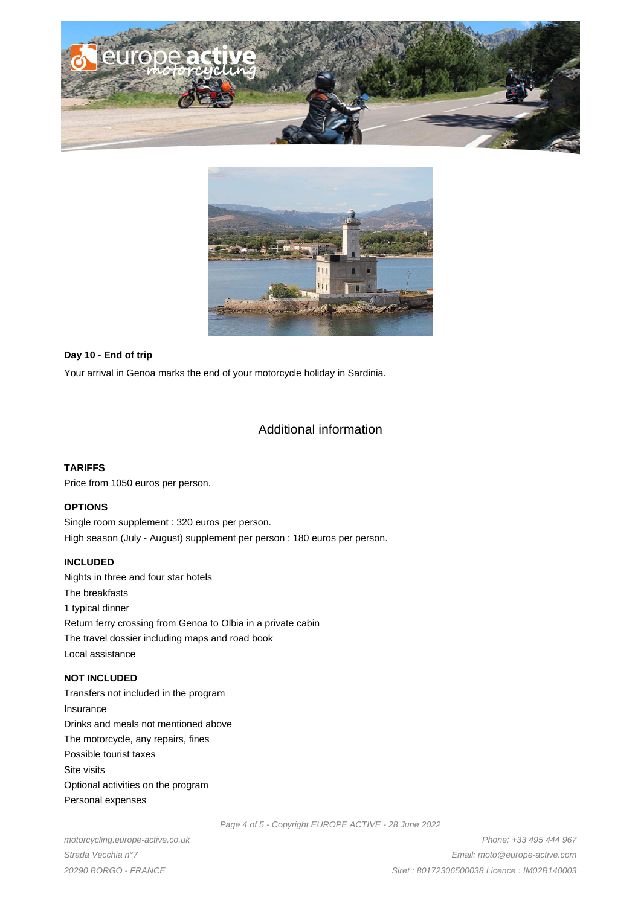**Day 10 - End of trip**

Your arrival in Genoa marks the end of your motorcycle holiday in Sardinia.

## Additional information

**TARIFFS**

Price from 1050 euros per person.

**OPTIONS**

Single room supplement : 320 euros per person.
High season (July - August) supplement per person : 180 euros per person.

**INCLUDED**

Nights in three and four star hotels
The breakfasts
1 typical dinner
Return ferry crossing from Genoa to Olbia in a private cabin
The travel dossier including maps and road book
Local assistance

**NOT INCLUDED**

Transfers not included in the program
Insurance
Drinks and meals not mentioned above
The motorcycle, any repairs, fines
Possible tourist taxes
Site visits
Optional activities on the program
Personal expenses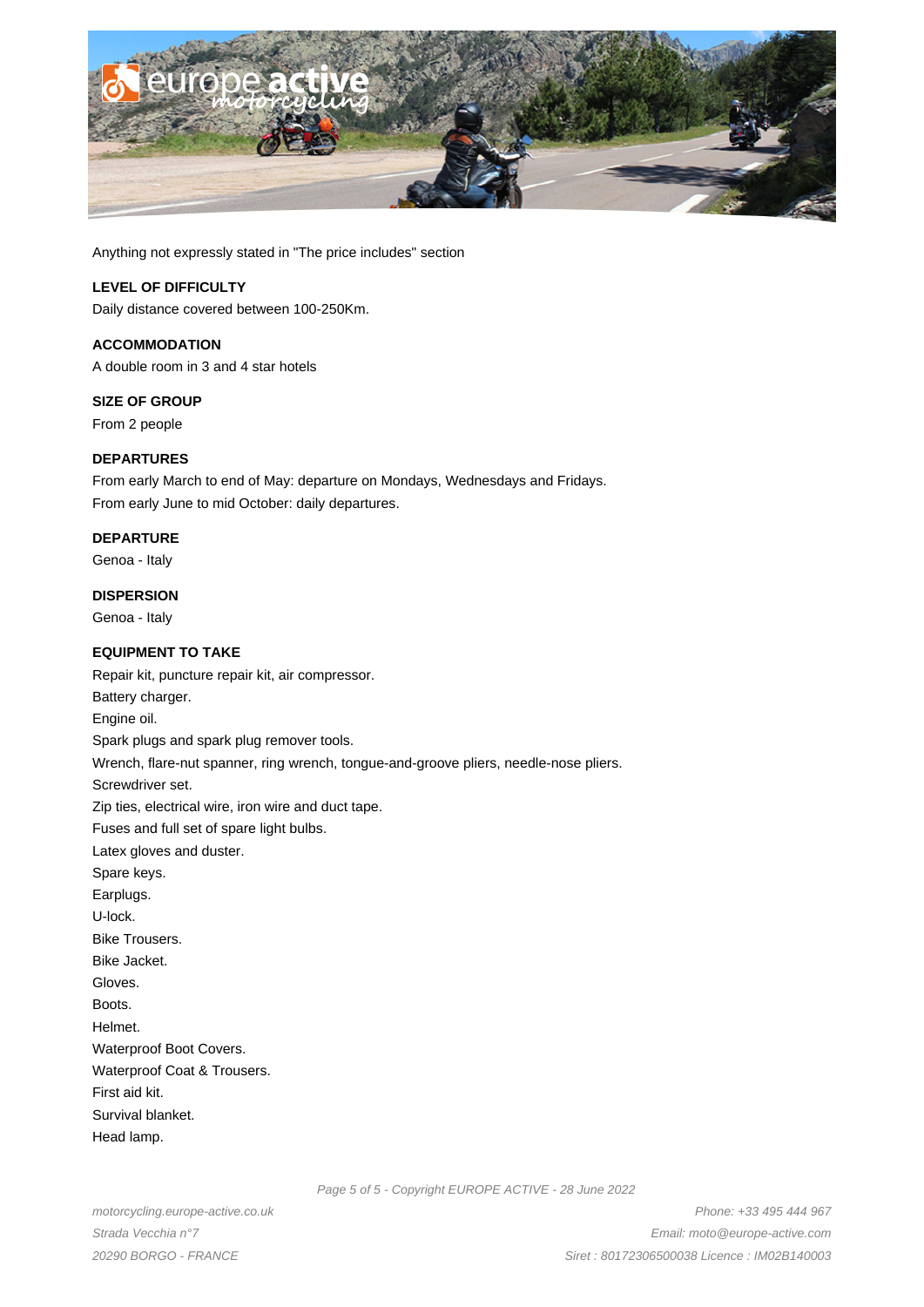Anything not expressly stated in "The price includes" section

**LEVEL OF DIFFICULTY**

Daily distance covered between 100-250Km.

**ACCOMMODATION**

A double room in 3 and 4 star hotels

**SIZE OF GROUP**

From 2 people

**DEPARTURES**

From early March to end of May: departure on Mondays, Wednesdays and Fridays.
From early June to mid October: daily departures.

**DEPARTURE**

Genoa - Italy

**DISPERSION**

Genoa - Italy

**EQUIPMENT TO TAKE**

Repair kit, puncture repair kit, air compressor.
Battery charger.
Engine oil.
Spark plugs and spark plug remover tools.
Wrench, flare-nut spanner, ring wrench, tongue-and-groove pliers, needle-nose pliers.
Screwdriver set.
Zip ties, electrical wire, iron wire and duct tape.
Fuses and full set of spare light bulbs.
Latex gloves and duster.
Spare keys.
Earplugs.
U-lock.
Bike Trousers.
Bike Jacket.
Gloves.
Boots.
Helmet.
Waterproof Boot Covers.
Waterproof Coat & Trousers.
First aid kit.
Survival blanket.
Head lamp.